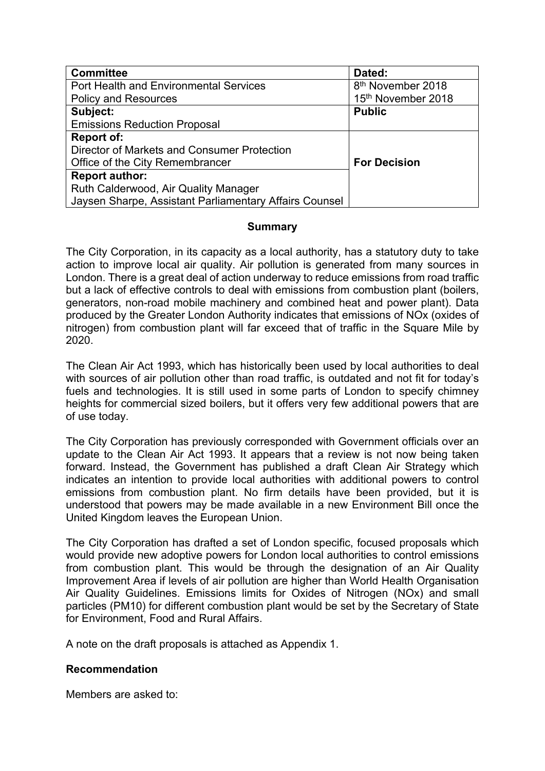| Committee | Dated: |
| --- | --- |
| Port Health and Environmental Services<br>Policy and Resources | 8th November 2018<br>15th November 2018 |
| **Subject:**<br>Emissions Reduction Proposal | **Public** |
| **Report of:**<br>Director of Markets and Consumer Protection<br>Office of the City Remembrancer | **For Decision** |
| **Report author:**<br>Ruth Calderwood, Air Quality Manager<br>Jaysen Sharpe, Assistant Parliamentary Affairs Counsel | |

## Summary

The City Corporation, in its capacity as a local authority, has a statutory duty to take action to improve local air quality. Air pollution is generated from many sources in London. There is a great deal of action underway to reduce emissions from road traffic but a lack of effective controls to deal with emissions from combustion plant (boilers, generators, non-road mobile machinery and combined heat and power plant). Data produced by the Greater London Authority indicates that emissions of NOx (oxides of nitrogen) from combustion plant will far exceed that of traffic in the Square Mile by 2020.

The Clean Air Act 1993, which has historically been used by local authorities to deal with sources of air pollution other than road traffic, is outdated and not fit for today's fuels and technologies. It is still used in some parts of London to specify chimney heights for commercial sized boilers, but it offers very few additional powers that are of use today.

The City Corporation has previously corresponded with Government officials over an update to the Clean Air Act 1993. It appears that a review is not now being taken forward. Instead, the Government has published a draft Clean Air Strategy which indicates an intention to provide local authorities with additional powers to control emissions from combustion plant. No firm details have been provided, but it is understood that powers may be made available in a new Environment Bill once the United Kingdom leaves the European Union.

The City Corporation has drafted a set of London specific, focused proposals which would provide new adoptive powers for London local authorities to control emissions from combustion plant. This would be through the designation of an Air Quality Improvement Area if levels of air pollution are higher than World Health Organisation Air Quality Guidelines. Emissions limits for Oxides of Nitrogen (NOx) and small particles (PM10) for different combustion plant would be set by the Secretary of State for Environment, Food and Rural Affairs.

A note on the draft proposals is attached as Appendix 1.

## Recommendation

Members are asked to: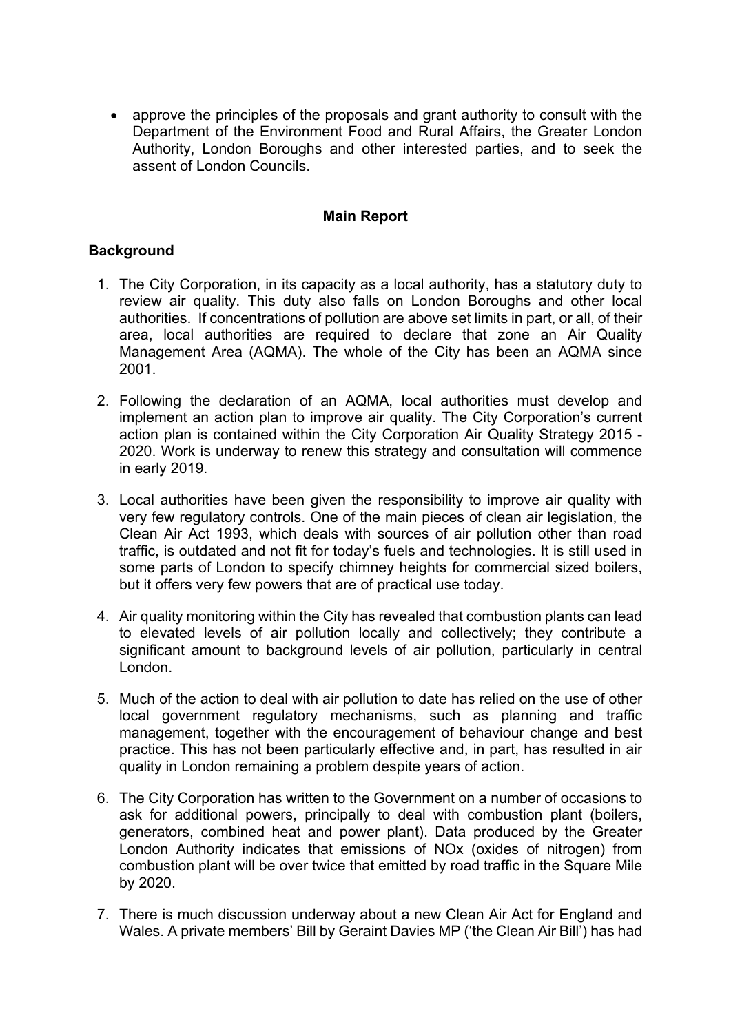- approve the principles of the proposals and grant authority to consult with the Department of the Environment Food and Rural Affairs, the Greater London Authority, London Boroughs and other interested parties, and to seek the assent of London Councils.

## Main Report

### Background

1. The City Corporation, in its capacity as a local authority, has a statutory duty to review air quality. This duty also falls on London Boroughs and other local authorities. If concentrations of pollution are above set limits in part, or all, of their area, local authorities are required to declare that zone an Air Quality Management Area (AQMA). The whole of the City has been an AQMA since 2001.

2. Following the declaration of an AQMA, local authorities must develop and implement an action plan to improve air quality. The City Corporation's current action plan is contained within the City Corporation Air Quality Strategy 2015 - 2020. Work is underway to renew this strategy and consultation will commence in early 2019.

3. Local authorities have been given the responsibility to improve air quality with very few regulatory controls. One of the main pieces of clean air legislation, the Clean Air Act 1993, which deals with sources of air pollution other than road traffic, is outdated and not fit for today's fuels and technologies. It is still used in some parts of London to specify chimney heights for commercial sized boilers, but it offers very few powers that are of practical use today.

4. Air quality monitoring within the City has revealed that combustion plants can lead to elevated levels of air pollution locally and collectively; they contribute a significant amount to background levels of air pollution, particularly in central London.

5. Much of the action to deal with air pollution to date has relied on the use of other local government regulatory mechanisms, such as planning and traffic management, together with the encouragement of behaviour change and best practice. This has not been particularly effective and, in part, has resulted in air quality in London remaining a problem despite years of action.

6. The City Corporation has written to the Government on a number of occasions to ask for additional powers, principally to deal with combustion plant (boilers, generators, combined heat and power plant). Data produced by the Greater London Authority indicates that emissions of NOx (oxides of nitrogen) from combustion plant will be over twice that emitted by road traffic in the Square Mile by 2020.

7. There is much discussion underway about a new Clean Air Act for England and Wales. A private members' Bill by Geraint Davies MP ('the Clean Air Bill') has had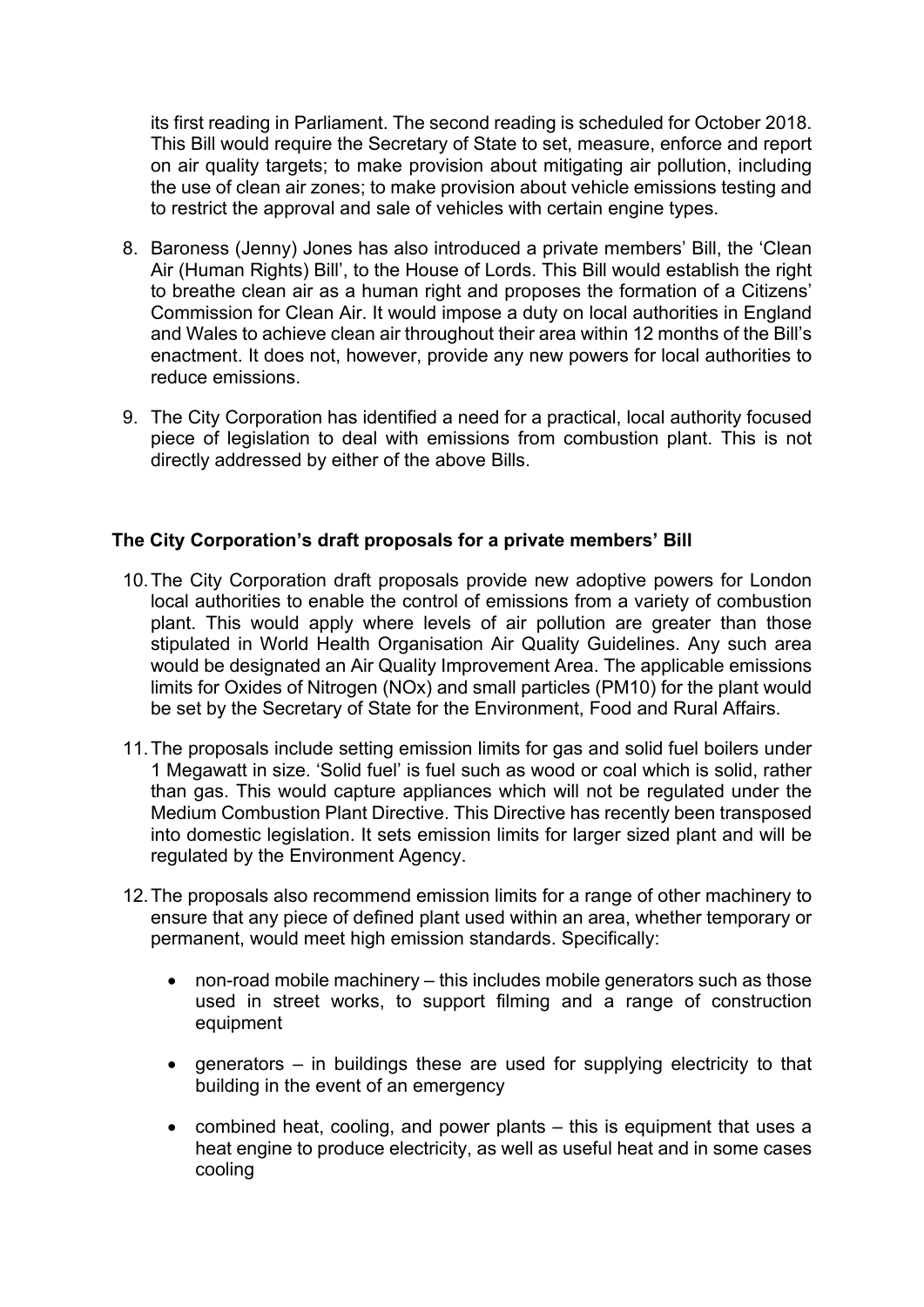its first reading in Parliament. The second reading is scheduled for October 2018. This Bill would require the Secretary of State to set, measure, enforce and report on air quality targets; to make provision about mitigating air pollution, including the use of clean air zones; to make provision about vehicle emissions testing and to restrict the approval and sale of vehicles with certain engine types.

8. Baroness (Jenny) Jones has also introduced a private members' Bill, the 'Clean Air (Human Rights) Bill', to the House of Lords. This Bill would establish the right to breathe clean air as a human right and proposes the formation of a Citizens' Commission for Clean Air. It would impose a duty on local authorities in England and Wales to achieve clean air throughout their area within 12 months of the Bill's enactment. It does not, however, provide any new powers for local authorities to reduce emissions.

9. The City Corporation has identified a need for a practical, local authority focused piece of legislation to deal with emissions from combustion plant. This is not directly addressed by either of the above Bills.

**The City Corporation's draft proposals for a private members' Bill**

10. The City Corporation draft proposals provide new adoptive powers for London local authorities to enable the control of emissions from a variety of combustion plant. This would apply where levels of air pollution are greater than those stipulated in World Health Organisation Air Quality Guidelines. Any such area would be designated an Air Quality Improvement Area. The applicable emissions limits for Oxides of Nitrogen (NOx) and small particles (PM10) for the plant would be set by the Secretary of State for the Environment, Food and Rural Affairs.

11. The proposals include setting emission limits for gas and solid fuel boilers under 1 Megawatt in size. 'Solid fuel' is fuel such as wood or coal which is solid, rather than gas. This would capture appliances which will not be regulated under the Medium Combustion Plant Directive. This Directive has recently been transposed into domestic legislation. It sets emission limits for larger sized plant and will be regulated by the Environment Agency.

12. The proposals also recommend emission limits for a range of other machinery to ensure that any piece of defined plant used within an area, whether temporary or permanent, would meet high emission standards. Specifically:

    - non-road mobile machinery – this includes mobile generators such as those used in street works, to support filming and a range of construction equipment

    - generators – in buildings these are used for supplying electricity to that building in the event of an emergency

    - combined heat, cooling, and power plants – this is equipment that uses a heat engine to produce electricity, as well as useful heat and in some cases cooling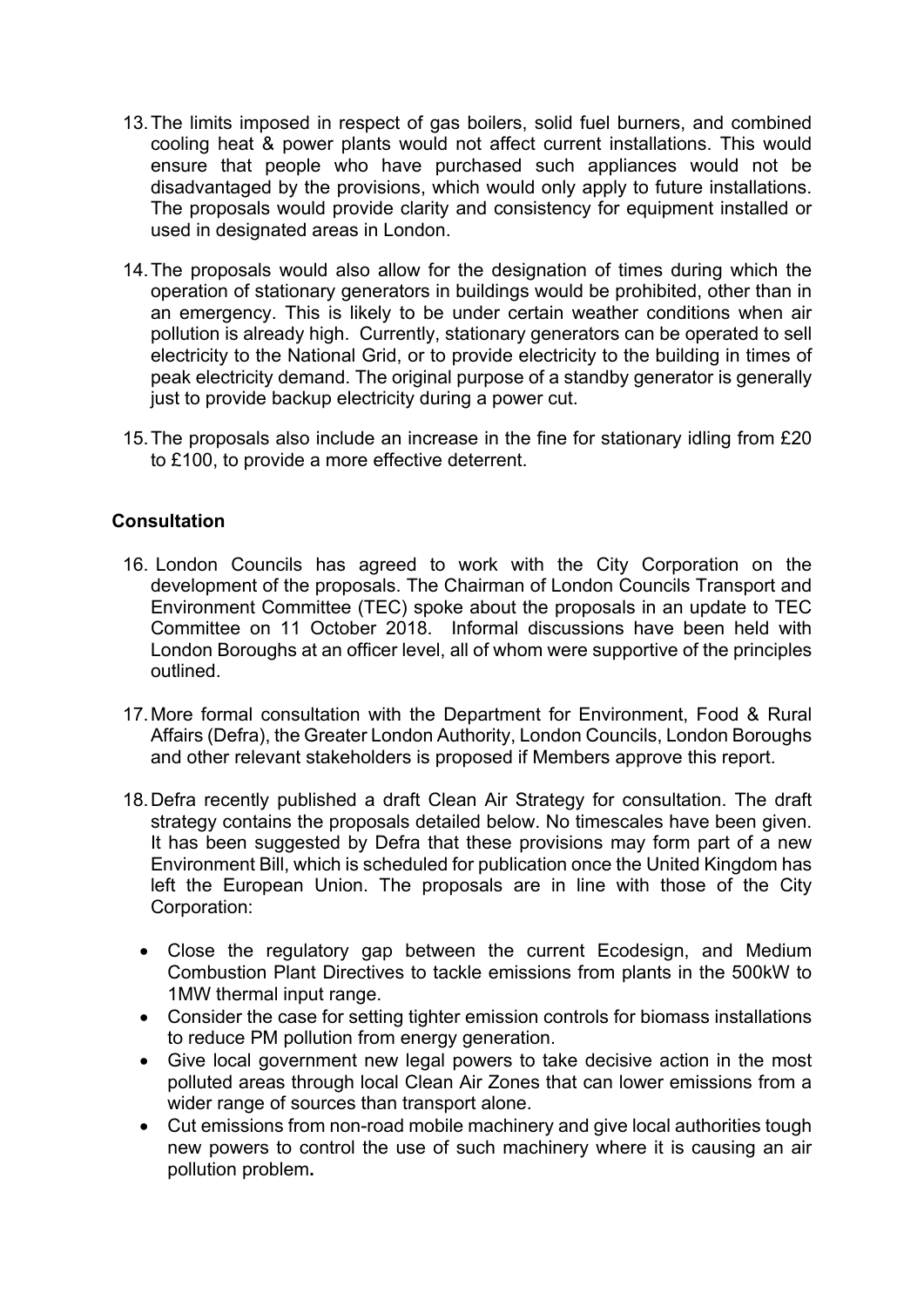13. The limits imposed in respect of gas boilers, solid fuel burners, and combined cooling heat & power plants would not affect current installations. This would ensure that people who have purchased such appliances would not be disadvantaged by the provisions, which would only apply to future installations. The proposals would provide clarity and consistency for equipment installed or used in designated areas in London.

14. The proposals would also allow for the designation of times during which the operation of stationary generators in buildings would be prohibited, other than in an emergency. This is likely to be under certain weather conditions when air pollution is already high. Currently, stationary generators can be operated to sell electricity to the National Grid, or to provide electricity to the building in times of peak electricity demand. The original purpose of a standby generator is generally just to provide backup electricity during a power cut.

15. The proposals also include an increase in the fine for stationary idling from £20 to £100, to provide a more effective deterrent.

## Consultation

16. London Councils has agreed to work with the City Corporation on the development of the proposals. The Chairman of London Councils Transport and Environment Committee (TEC) spoke about the proposals in an update to TEC Committee on 11 October 2018. Informal discussions have been held with London Boroughs at an officer level, all of whom were supportive of the principles outlined.

17. More formal consultation with the Department for Environment, Food & Rural Affairs (Defra), the Greater London Authority, London Councils, London Boroughs and other relevant stakeholders is proposed if Members approve this report.

18. Defra recently published a draft Clean Air Strategy for consultation. The draft strategy contains the proposals detailed below. No timescales have been given. It has been suggested by Defra that these provisions may form part of a new Environment Bill, which is scheduled for publication once the United Kingdom has left the European Union. The proposals are in line with those of the City Corporation:

    - Close the regulatory gap between the current Ecodesign, and Medium Combustion Plant Directives to tackle emissions from plants in the 500kW to 1MW thermal input range.
    - Consider the case for setting tighter emission controls for biomass installations to reduce PM pollution from energy generation.
    - Give local government new legal powers to take decisive action in the most polluted areas through local Clean Air Zones that can lower emissions from a wider range of sources than transport alone.
    - Cut emissions from non-road mobile machinery and give local authorities tough new powers to control the use of such machinery where it is causing an air pollution problem.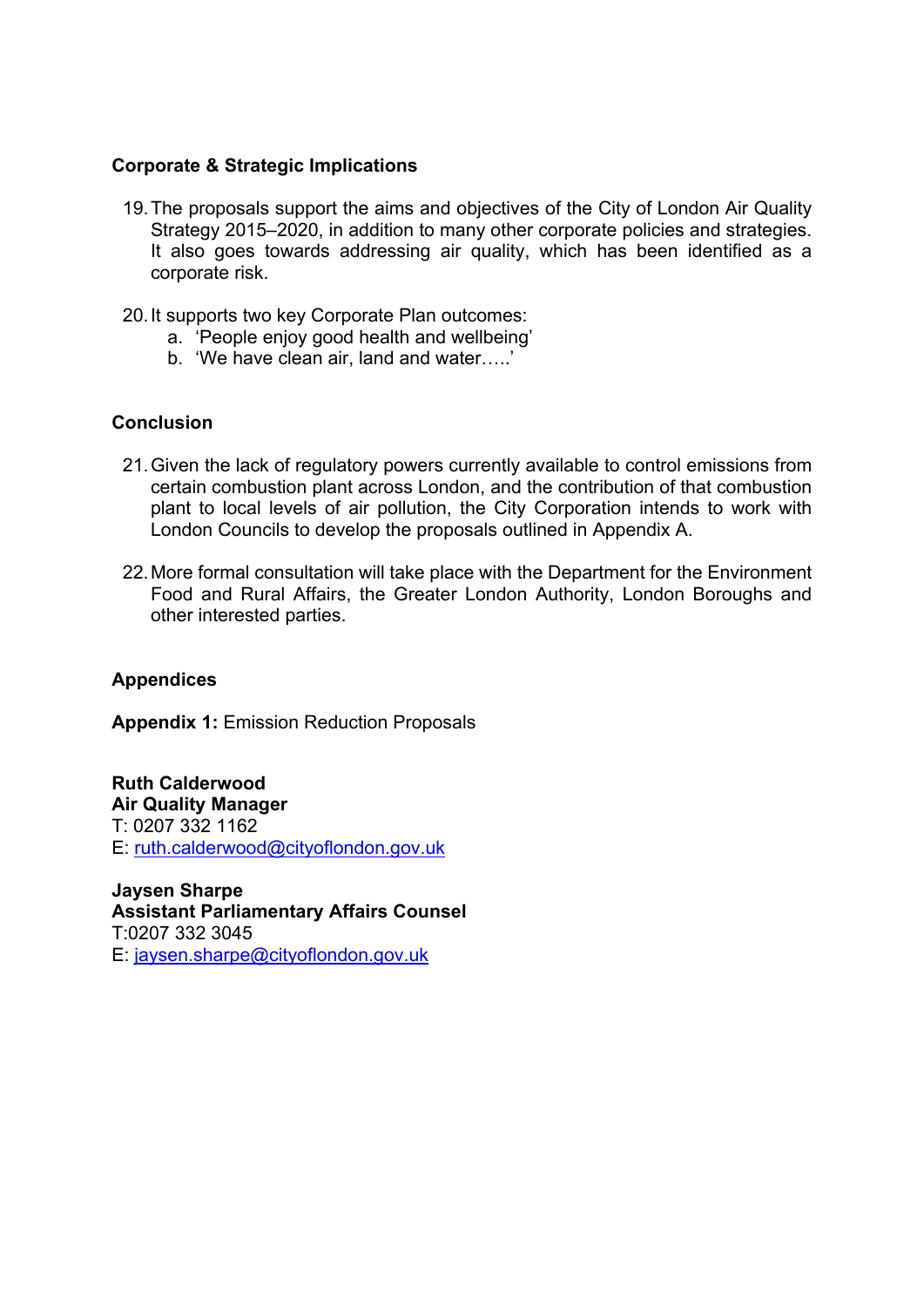**Corporate & Strategic Implications**

19. The proposals support the aims and objectives of the City of London Air Quality Strategy 2015–2020, in addition to many other corporate policies and strategies. It also goes towards addressing air quality, which has been identified as a corporate risk.

20. It supports two key Corporate Plan outcomes:
    a. 'People enjoy good health and wellbeing'
    b. 'We have clean air, land and water…..'

**Conclusion**

21. Given the lack of regulatory powers currently available to control emissions from certain combustion plant across London, and the contribution of that combustion plant to local levels of air pollution, the City Corporation intends to work with London Councils to develop the proposals outlined in Appendix A.

22. More formal consultation will take place with the Department for the Environment Food and Rural Affairs, the Greater London Authority, London Boroughs and other interested parties.

**Appendices**

**Appendix 1:** Emission Reduction Proposals

**Ruth Calderwood**
**Air Quality Manager**
T: 0207 332 1162
E: ruth.calderwood@cityoflondon.gov.uk

**Jaysen Sharpe**
**Assistant Parliamentary Affairs Counsel**
T:0207 332 3045
E: jaysen.sharpe@cityoflondon.gov.uk